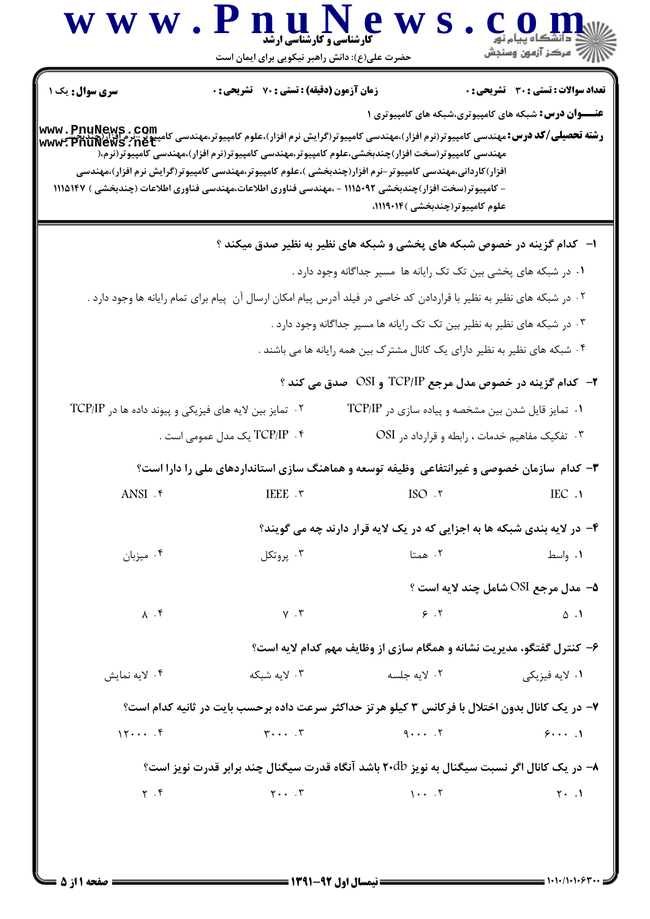کارشناسی و کارشناسی ارشد

حضرت علی(ع): دانش راهبر نیکویی برای ایمان است

**سری سوال:** یک ۱ | **زمان آزمون (دقیقه) : تستی : ۷۰ تشریحی : ۰** | **تعداد سوالات : تستی : ۳۰ تشریحی : ۰**

**عنـــوان درس:** شبکه های کامپیوتری،شبکه های کامپیوتری ۱

**رشته تحصیلی/کد درس:** مهندسی کامپیوتر(نرم افزار)،مهندسی کامپیوتر(گرایش نرم افزار)،علوم کامپیوتر،مهندسی کامپیوتر-نرم افزار(چندبخشی)،مهندسی کامپیوتر(سخت افزار)چندبخشی،علوم کامپیوتر،مهندسی کامپیوتر(نرم افزار)،مهندسی کامپیوتر(نرم افزار)کاردانی،مهندسی کامپیوتر-نرم افزار(چندبخشی)،علوم کامپیوتر،مهندسی کامپیوتر(گرایش نرم افزار)،مهندسی کامپیوتر(سخت افزار)چندبخشی ۱۱۱۵۰۹۲ - ،مهندسی فناوری اطلاعات،مهندسی فناوری اطلاعات (چندبخشی ) ۱۱۱۵۱۴۷ علوم کامپیوتر(چندبخشی )۱۱۱۹۰۱۴،

۱- کدام گزینه در خصوص شبکه های پخشی و شبکه های نظیر به نظیر صدق میکند ؟

۱. در شبکه های پخشی بین تک تک رایانه ها مسیر جداگانه وجود دارد .

۲. در شبکه های نظیر به نظیر با قراردادن کد خاصی در فیلد آدرس پیام امکان ارسال آن پیام برای تمام رایانه ها وجود دارد .

۳. در شبکه های نظیر به نظیر بین تک تک رایانه ها مسیر جداگانه وجود دارد .

۴. شبکه های نظیر به نظیر دارای یک کانال مشترک بین همه رایانه ها می باشند .

۲- کدام گزینه در خصوص مدل مرجع TCP/IP و OSI صدق می کند ؟

۱. تمایز قایل شدن بین مشخصه و پیاده سازی در TCP/IP

۲. تمایز بین لایه های فیزیکی و پیوند داده ها در TCP/IP

۳. تفکیک مفاهیم خدمات ، رابطه و قرارداد در OSI

۴. TCP/IP یک مدل عمومی است .

۳- کدام سازمان خصوصی و غیرانتفاعی وظیفه توسعه و هماهنگ سازی استانداردهای ملی را دارا است؟

۱. IEC　　۲. ISO　　۳. IEEE　　۴. ANSI

۴- در لایه بندی شبکه ها به اجزایی که در یک لایه قرار دارند چه می گویند؟

۱. واسط　　۲. همتا　　۳. پروتکل　　۴. میزبان

۵- مدل مرجع OSI شامل چند لایه است ؟

۱. ۵　　۲. ۶　　۳. ۷　　۴. ۸

۶- کنترل گفتگو، مدیریت نشانه و همگام سازی از وظایف مهم کدام لایه است؟

۱. لایه فیزیکی　　۲. لایه جلسه　　۳. لایه شبکه　　۴. لایه نمایش

۷- در یک کانال بدون اختلال با فرکانس ۳ کیلو هرتز حداکثر سرعت داده برحسب بایت در ثانیه کدام است؟

۱. ۶۰۰۰　　۲. ۹۰۰۰　　۳. ۳۰۰۰　　۴. ۱۲۰۰۰

۸- در یک کانال اگر نسبت سیگنال به نویز ۲۰db باشد آنگاه قدرت سیگنال چند برابر قدرت نویز است؟

۱. ۲۰　　۲. ۱۰۰　　۳. ۲۰۰　　۴. ۲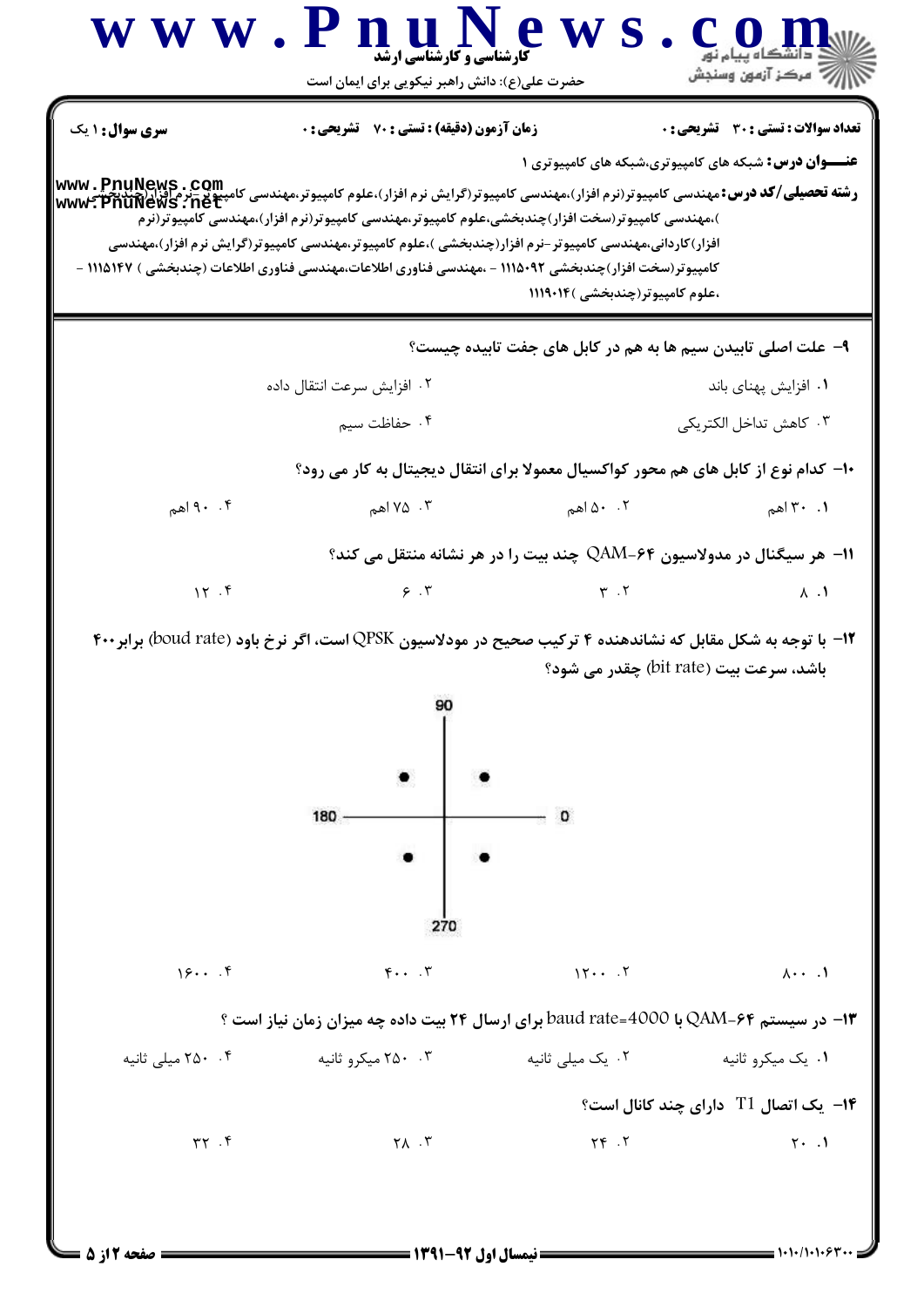**سری سوال:** ۱ یک | **زمان آزمون (دقیقه):** تستی: ۷۰ تشریحی: ۰ | **تعداد سوالات:** تستی: ۳۰ تشریحی: ۰

**عنـــوان درس:** شبکه های کامپیوتری،شبکه های کامپیوتری ۱

**رشته تحصیلی/کد درس:** مهندسی کامپیوتر(نرم افزار)،مهندسی کامپیوتر(گرایش نرم افزار)،علوم کامپیوتر،مهندسی کامپیوتر-نرم افزار(چندبخشی)،مهندسی کامپیوتر(سخت افزار)چندبخشی،علوم کامپیوتر،مهندسی کامپیوتر،مهندسی کامپیوتر(نرم افزار)،مهندسی کامپیوتر(نرم افزار)کاردانی،مهندسی کامپیوتر-نرم افزار(چندبخشی)،علوم کامپیوتر،مهندسی کامپیوتر،مهندسی کامپیوتر(گرایش نرم افزار)،مهندسی کامپیوتر(سخت افزار)چندبخشی ۱۱۱۵۰۹۲ - ،مهندسی فناوری اطلاعات،مهندسی فناوری اطلاعات (چندبخشی ) ۱۱۱۵۱۴۷ - ،علوم کامپیوتر(چندبخشی )۱۱۱۹۰۱۴

---

**۹- علت اصلی تابیدن سیم ها به هم در کابل های جفت تابیده چیست؟**

۱. افزایش پهنای باند

۲. افزایش سرعت انتقال داده

۳. کاهش تداخل الکتریکی

۴. حفاظت سیم

**۱۰- کدام نوع از کابل های هم محور کواکسیال معمولا برای انتقال دیجیتال به کار می رود؟**

۱. ۳۰ اهم

۲. ۵۰ اهم

۳. ۷۵ اهم

۴. ۹۰ اهم

**۱۱- هر سیگنال در مدولاسیون QAM-۶۴ چند بیت را در هر نشانه منتقل می کند؟**

۱. ۸

۲. ۳

۳. ۶

۴. ۱۲

**۱۲- با توجه به شکل مقابل که نشاندهنده ۴ ترکیب صحیح در مودلاسیون QPSK است، اگر نرخ باود (boud rate) برابر۴۰۰ باشد، سرعت بیت (bit rate) چقدر می شود؟**

90

180

0

270

۱. ۸۰۰

۲. ۱۲۰۰

۳. ۴۰۰

۴. ۱۶۰۰

**۱۳- در سیستم QAM-۶۴ با baud rate=4000 برای ارسال ۲۴ بیت داده چه میزان زمان نیاز است ؟**

۱. یک میکرو ثانیه

۲. یک میلی ثانیه

۳. ۲۵۰ میکرو ثانیه

۴. ۲۵۰ میلی ثانیه

**۱۴- یک اتصال T1 دارای چند کانال است؟**

۱. ۲۰

۲. ۲۴

۳. ۲۸

۴. ۳۲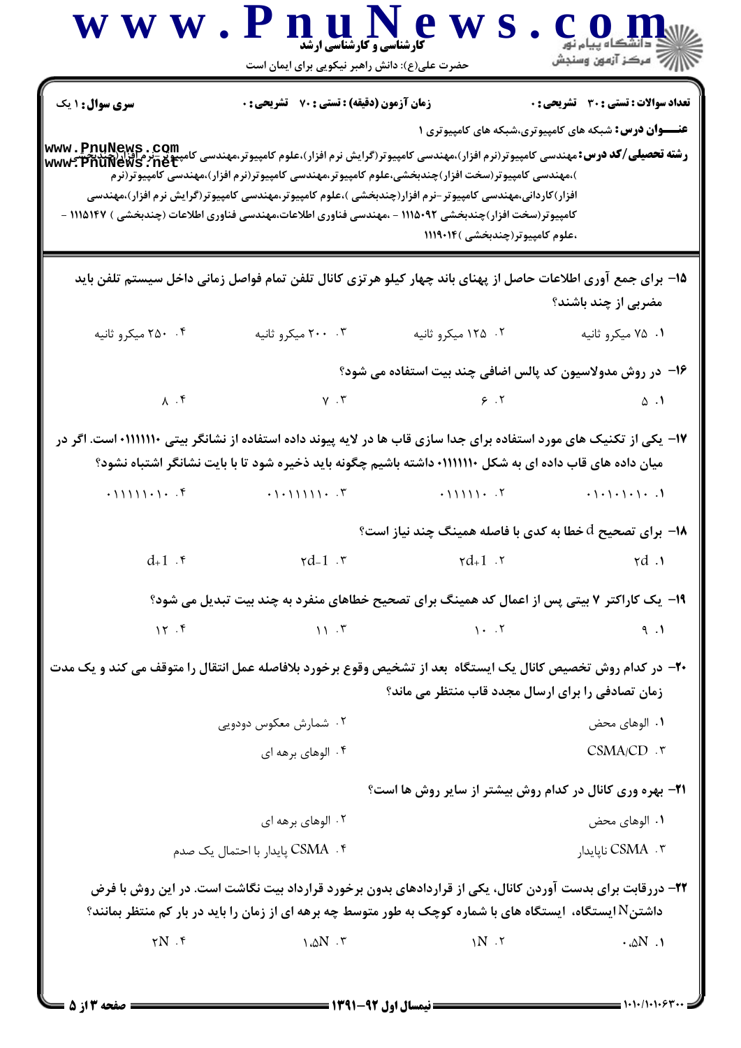**سری سوال:** ۱ یک | **زمان آزمون (دقیقه) : تستی :** ۷۰ **تشریحی :** ۰ | **تعداد سوالات : تستی :** ۳۰ **تشریحی :** ۰

**عنـــوان درس:** شبکه های کامپیوتری،شبکه های کامپیوتری ۱

**رشته تحصیلی/کد درس:** مهندسی کامپیوتر(نرم افزار)،مهندسی کامپیوتر(گرایش نرم افزار)،علوم کامپیوتر،مهندسی کامپیوتر-نرم افزار(چندبخشی )،مهندسی کامپیوتر(سخت افزار)چندبخشی،علوم کامپیوتر،مهندسی کامپیوتر(نرم افزار)،مهندسی کامپیوتر(نرم افزار)کاردانی،مهندسی کامپیوتر -نرم افزار(چندبخشی )،علوم کامپیوتر،مهندسی کامپیوتر(گرایش نرم افزار)،مهندسی کامپیوتر(سخت افزار)چندبخشی ۱۱۱۵۰۹۲ - ،مهندسی فناوری اطلاعات،مهندسی فناوری اطلاعات (چندبخشی ) ۱۱۱۵۱۴۷ - ،علوم کامپیوتر(چندبخشی )۱۱۱۹۰۱۴

۱۵- برای جمع آوری اطلاعات حاصل از پهنای باند چهار کیلو هرتزی کانال تلفن تمام فواصل زمانی داخل سیستم تلفن باید مضربی از چند باشند؟

۱. ۷۵ میکرو ثانیه
۲. ۱۲۵ میکرو ثانیه
۳. ۲۰۰ میکرو ثانیه
۴. ۲۵۰ میکرو ثانیه

۱۶- در روش مدولاسیون کد پالس اضافی چند بیت استفاده می شود؟

۱. ۵
۲. ۶
۳. ۷
۴. ۸

۱۷- یکی از تکنیک های مورد استفاده برای جدا سازی قاب ها در لایه پیوند داده استفاده از نشانگر بیتی ۰۱۱۱۱۱۱۰ است. اگر در میان داده های قاب داده ای به شکل ۰۱۱۱۱۱۱۰ داشته باشیم چگونه باید ذخیره شود تا با بایت نشانگر اشتباه نشود؟

۱. ۰۱۰۱۰۱۰۱۰
۲. ۰۱۱۱۱۱۰
۳. ۰۱۰۱۱۱۱۱۰
۴. ۰۱۱۱۱۱۰۱۰

۱۸- برای تصحیح d خطا به کدی با فاصله همینگ چند نیاز است؟

۱. ۲d
۲. ۲d+1
۳. ۲d-1
۴. d+1

۱۹- یک کاراکتر ۷ بیتی پس از اعمال کد همینگ برای تصحیح خطاهای منفرد به چند بیت تبدیل می شود؟

۱. ۹
۲. ۱۰
۳. ۱۱
۴. ۱۲

۲۰- در کدام روش تخصیص کانال یک ایستگاه بعد از تشخیص وقوع برخورد بلافاصله عمل انتقال را متوقف می کند و یک مدت زمان تصادفی را برای ارسال مجدد قاب منتظر می ماند؟

۱. الوهای محض
۲. شمارش معکوس دودویی
۳. CSMA/CD
۴. الوهای برهه ای

۲۱- بهره وری کانال در کدام روش بیشتر از سایر روش ها است؟

۱. الوهای محض
۲. الوهای برهه ای
۳. CSMA ناپایدار
۴. CSMA پایدار با احتمال یک صدم

۲۲- دررقابت برای بدست آوردن کانال، یکی از قراردادهای بدون برخورد قرارداد بیت نگاشت است. در این روش با فرض داشتنN ایستگاه، ایستگاه های با شماره کوچک به طور متوسط چه برهه ای از زمان را باید در بار کم منتظر بمانند؟

۱. ۰.۵N
۲. ۱N
۳. ۱.۵N
۴. ۲N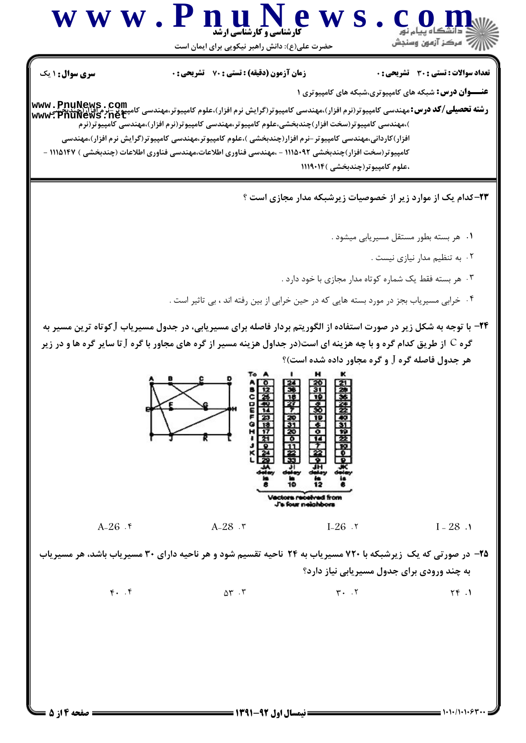**تعداد سوالات : تستی : ۳۰ تشریحی : ۰** **زمان آزمون (دقیقه) : تستی : ۷۰ تشریحی : ۰** **سری سوال : ۱ یک**

**عنـــوان درس:** شبکه های کامپیوتری،شبکه های کامپیوتری ۱

**رشته تحصیلی/کد درس:** مهندسی کامپیوتر(نرم افزار)،مهندسی کامپیوتر(گرایش نرم افزار)،علوم کامپیوتر،مهندسی کامپیوتر-نرم افزار(چندبخشی)،مهندسی کامپیوتر(سخت افزار)چندبخشی،علوم کامپیوتر،مهندسی کامپیوتر(نرم افزار)،مهندسی کامپیوتر(نرم افزار)کاردانی،مهندسی کامپیوتر-نرم افزار(چندبخشی )،علوم کامپیوتر،مهندسی کامپیوتر(گرایش نرم افزار)،مهندسی کامپیوتر(سخت افزار)چندبخشی ۱۱۱۵۰۹۲ - ،مهندسی فناوری اطلاعات،مهندسی فناوری اطلاعات (چندبخشی ) ۱۱۱۵۱۴۷ - ،علوم کامپیوتر(چندبخشی )۱۱۱۹۰۱۴

**۲۳-کدام یک از موارد زیر از خصوصیات زیرشبکه مدار مجازی است ؟**

۱. هر بسته بطور مستقل مسیریابی میشود .

۲. به تنظیم مدار نیازی نیست .

۳. هر بسته فقط یک شماره کوتاه مدار مجازی با خود دارد .

۴. خرابی مسیریاب بجز در مورد بسته هایی که در حین خرابی از بین رفته اند ، بی تاثیر است .

**۲۴- با توجه به شکل زیر در صورت استفاده از الگوریتم بردار فاصله برای مسیریابی، در جدول مسیریاب J کوتاه ترین مسیر به گره C از طریق کدام گره و با چه هزینه ای است(در جداول هزینه مسیر از گره های مجاور با گره J تا سایر گره ها و در زیر هر جدول فاصله گره J و گره مجاور داده شده است)؟**

A B C D E F G H I J K L

| To | A | I | H | K |
|---|---|---|---|---|
| A | 0 | 24 | 20 | 21 |
| B | 12 | 36 | 31 | 28 |
| C | 25 | 18 | 19 | 36 |
| D | 40 | 27 | 8 | 24 |
| E | 14 | 7 | 30 | 22 |
| F | 23 | 20 | 19 | 40 |
| G | 18 | 31 | 6 | 31 |
| H | 17 | 20 | 0 | 19 |
| I | 21 | 0 | 14 | 22 |
| J | 9 | 11 | 7 | 10 |
| K | 24 | 22 | 22 | 0 |
| L | 29 | 33 | 9 | 9 |
| | JA delay is 8 | JI delay is 10 | JH delay is 12 | JK delay is 6 |

Vectors received from J's four neighbors

۱. I - 28 &nbsp;&nbsp;&nbsp; ۲. I-26 &nbsp;&nbsp;&nbsp; ۳. A-28 &nbsp;&nbsp;&nbsp; ۴. A-26

**۲۵- در صورتی که یک زیرشبکه با ۷۲۰ مسیریاب به ۲۴ ناحیه تقسیم شود و هر ناحیه دارای ۳۰ مسیریاب باشد، هر مسیریاب به چند ورودی برای جدول مسیریابی نیاز دارد؟**

۱. ۲۴ &nbsp;&nbsp;&nbsp; ۲. ۳۰ &nbsp;&nbsp;&nbsp; ۳. ۵۳ &nbsp;&nbsp;&nbsp; ۴. ۴۰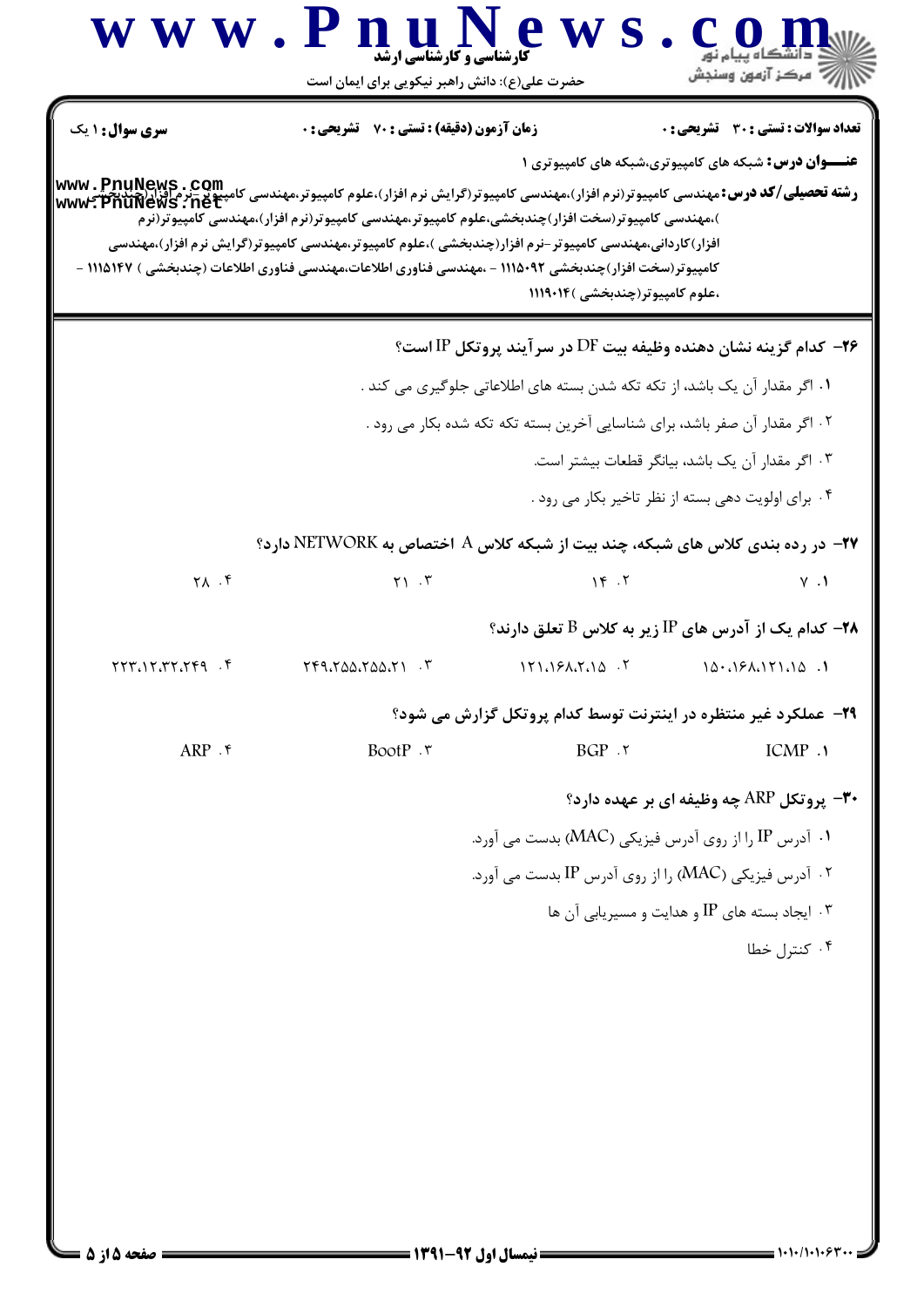**سری سوال:** ۱ یک

**زمان آزمون (دقیقه) : تستی : ۷۰ تشریحی : ۰**

**تعداد سوالات : تستی : ۳۰ تشریحی : ۰**

**عنـــوان درس:** شبکه های کامپیوتری،شبکه های کامپیوتری ۱

**رشته تحصیلی/کد درس:** مهندسی کامپیوتر(نرم افزار)،مهندسی کامپیوتر(گرایش نرم افزار)،علوم کامپیوتر،مهندسی کامپیوتر-نرم افزار(چندبخشی )،مهندسی کامپیوتر(سخت افزار)چندبخشی،علوم کامپیوتر،مهندسی کامپیوتر(نرم افزار)،مهندسی کامپیوتر(نرم افزار)کاردانی،مهندسی کامپیوتر -نرم افزار(چندبخشی )،علوم کامپیوتر،مهندسی کامپیوتر(گرایش نرم افزار)،مهندسی کامپیوتر(سخت افزار)چندبخشی ۱۱۱۵۰۹۲ - ،مهندسی فناوری اطلاعات،مهندسی فناوری اطلاعات (چندبخشی ) ۱۱۱۵۱۴۷ - ،علوم کامپیوتر(چندبخشی )۱۱۱۹۰۱۴

**۲۶- کدام گزینه نشان دهنده وظیفه بیت DF در سرآیند پروتکل IP است؟**

۱. اگر مقدار آن یک باشد، از تکه تکه شدن بسته های اطلاعاتی جلوگیری می کند .

۲. اگر مقدار آن صفر باشد، برای شناسایی آخرین بسته تکه تکه شده بکار می رود .

۳. اگر مقدار آن یک باشد، بیانگر قطعات بیشتر است.

۴. برای اولویت دهی بسته از نظر تاخیر بکار می رود .

**۲۷- در رده بندی کلاس های شبکه، چند بیت از شبکه کلاس A اختصاص به NETWORK دارد؟**

۱. ۷ &nbsp;&nbsp;&nbsp; ۲. ۱۴ &nbsp;&nbsp;&nbsp; ۳. ۲۱ &nbsp;&nbsp;&nbsp; ۴. ۲۸

**۲۸- کدام یک از آدرس های IP زیر به کلاس B تعلق دارند؟**

۱. ۱۵۰.۱۶۸.۱۲۱.۱۵ &nbsp;&nbsp;&nbsp; ۲. ۱۲۱.۱۶۸.۲.۱۵ &nbsp;&nbsp;&nbsp; ۳. ۲۴۹.۲۵۵.۲۵۵.۲۱ &nbsp;&nbsp;&nbsp; ۴. ۲۲۳.۱۲.۳۲.۲۴۹

**۲۹- عملکرد غیر منتظره در اینترنت توسط کدام پروتکل گزارش می شود؟**

۱. ICMP &nbsp;&nbsp;&nbsp; ۲. BGP &nbsp;&nbsp;&nbsp; ۳. BootP &nbsp;&nbsp;&nbsp; ۴. ARP

**۳۰- پروتکل ARP چه وظیفه ای بر عهده دارد؟**

۱. آدرس IP را از روی آدرس فیزیکی (MAC) بدست می آورد.

۲. آدرس فیزیکی (MAC) را از روی آدرس IP بدست می آورد.

۳. ایجاد بسته های IP و هدایت و مسیریابی آن ها

۴. کنترل خطا